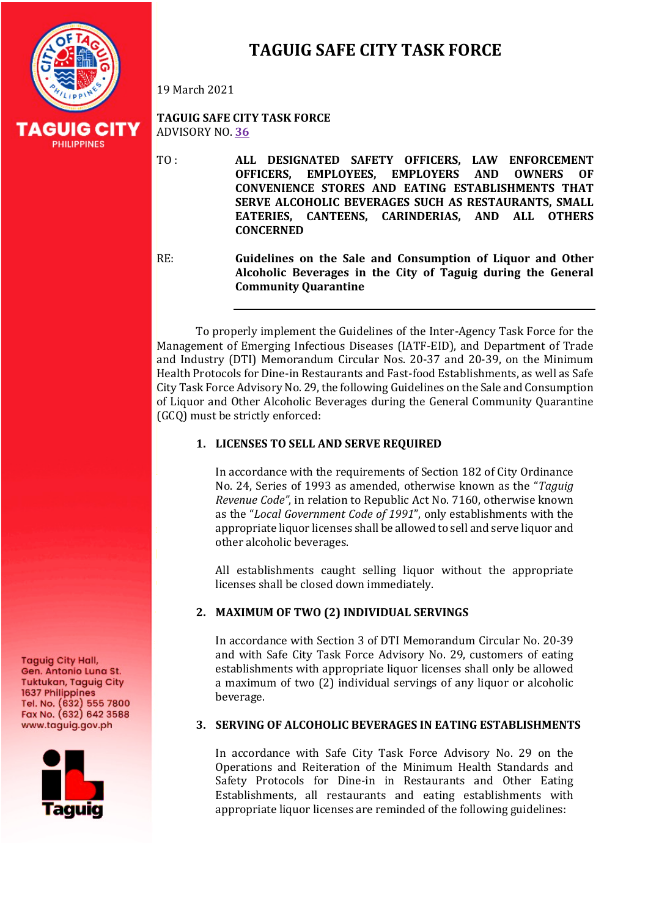# TAGUIG SAFE CITY TASK FORCE

19 March 2021

**TAGUIG SAFE CITY TASK FORCE**
ADVISORY NO. 36

TO : **ALL DESIGNATED SAFETY OFFICERS, LAW ENFORCEMENT OFFICERS, EMPLOYEES, EMPLOYERS AND OWNERS OF CONVENIENCE STORES AND EATING ESTABLISHMENTS THAT SERVE ALCOHOLIC BEVERAGES SUCH AS RESTAURANTS, SMALL EATERIES, CANTEENS, CARINDERIAS, AND ALL OTHERS CONCERNED**

RE: **Guidelines on the Sale and Consumption of Liquor and Other Alcoholic Beverages in the City of Taguig during the General Community Quarantine**

---

To properly implement the Guidelines of the Inter-Agency Task Force for the Management of Emerging Infectious Diseases (IATF-EID), and Department of Trade and Industry (DTI) Memorandum Circular Nos. 20-37 and 20-39, on the Minimum Health Protocols for Dine-in Restaurants and Fast-food Establishments, as well as Safe City Task Force Advisory No. 29, the following Guidelines on the Sale and Consumption of Liquor and Other Alcoholic Beverages during the General Community Quarantine (GCQ) must be strictly enforced:

1. **LICENSES TO SELL AND SERVE REQUIRED**

   In accordance with the requirements of Section 182 of City Ordinance No. 24, Series of 1993 as amended, otherwise known as the "*Taguig Revenue Code*", in relation to Republic Act No. 7160, otherwise known as the "*Local Government Code of 1991*", only establishments with the appropriate liquor licenses shall be allowed to sell and serve liquor and other alcoholic beverages.

   All establishments caught selling liquor without the appropriate licenses shall be closed down immediately.

2. **MAXIMUM OF TWO (2) INDIVIDUAL SERVINGS**

   In accordance with Section 3 of DTI Memorandum Circular No. 20-39 and with Safe City Task Force Advisory No. 29, customers of eating establishments with appropriate liquor licenses shall only be allowed a maximum of two (2) individual servings of any liquor or alcoholic beverage.

3. **SERVING OF ALCOHOLIC BEVERAGES IN EATING ESTABLISHMENTS**

   In accordance with Safe City Task Force Advisory No. 29 on the Operations and Reiteration of the Minimum Health Standards and Safety Protocols for Dine-in in Restaurants and Other Eating Establishments, all restaurants and eating establishments with appropriate liquor licenses are reminded of the following guidelines: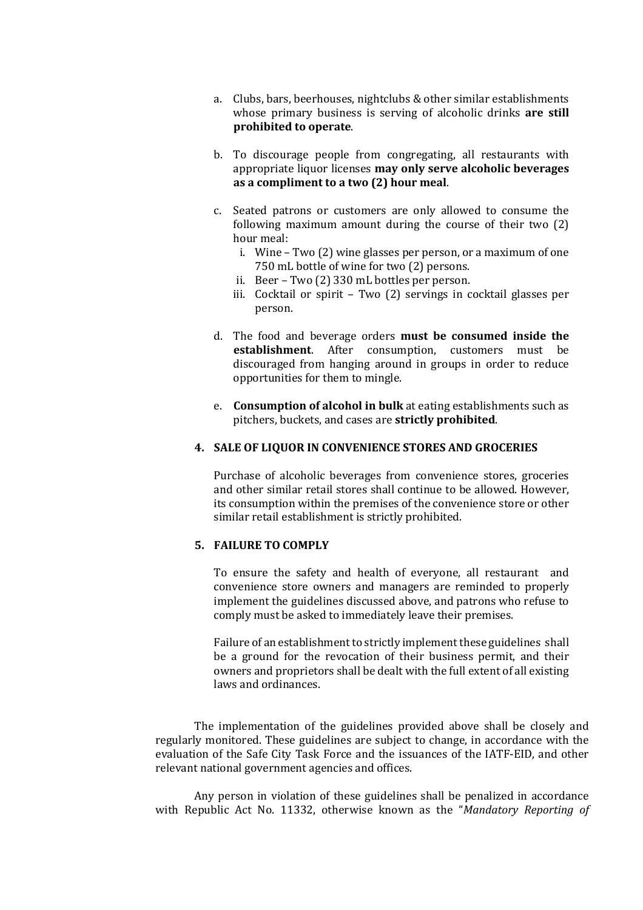a. Clubs, bars, beerhouses, nightclubs & other similar establishments whose primary business is serving of alcoholic drinks **are still prohibited to operate**.

b. To discourage people from congregating, all restaurants with appropriate liquor licenses **may only serve alcoholic beverages as a compliment to a two (2) hour meal**.

c. Seated patrons or customers are only allowed to consume the following maximum amount during the course of their two (2) hour meal:
   i. Wine – Two (2) wine glasses per person, or a maximum of one 750 mL bottle of wine for two (2) persons.
   ii. Beer – Two (2) 330 mL bottles per person.
   iii. Cocktail or spirit – Two (2) servings in cocktail glasses per person.

d. The food and beverage orders **must be consumed inside the establishment**. After consumption, customers must be discouraged from hanging around in groups in order to reduce opportunities for them to mingle.

e. **Consumption of alcohol in bulk** at eating establishments such as pitchers, buckets, and cases are **strictly prohibited**.

**4. SALE OF LIQUOR IN CONVENIENCE STORES AND GROCERIES**

Purchase of alcoholic beverages from convenience stores, groceries and other similar retail stores shall continue to be allowed. However, its consumption within the premises of the convenience store or other similar retail establishment is strictly prohibited.

**5. FAILURE TO COMPLY**

To ensure the safety and health of everyone, all restaurant and convenience store owners and managers are reminded to properly implement the guidelines discussed above, and patrons who refuse to comply must be asked to immediately leave their premises.

Failure of an establishment to strictly implement these guidelines shall be a ground for the revocation of their business permit, and their owners and proprietors shall be dealt with the full extent of all existing laws and ordinances.

The implementation of the guidelines provided above shall be closely and regularly monitored. These guidelines are subject to change, in accordance with the evaluation of the Safe City Task Force and the issuances of the IATF-EID, and other relevant national government agencies and offices.

Any person in violation of these guidelines shall be penalized in accordance with Republic Act No. 11332, otherwise known as the "*Mandatory Reporting of*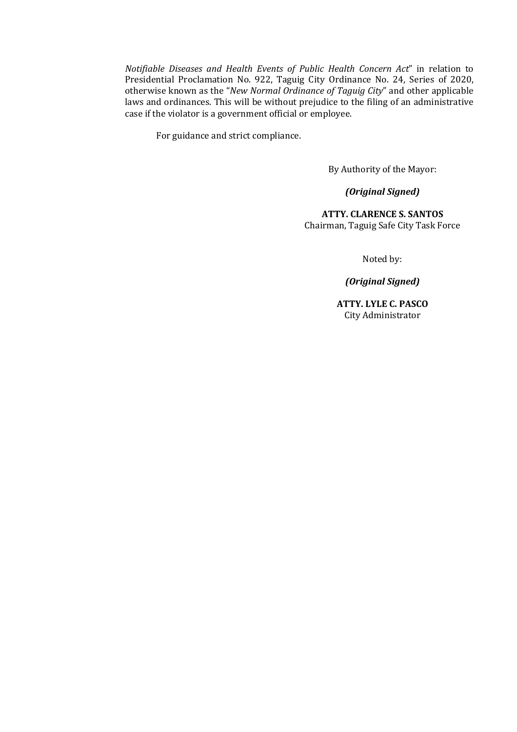*Notifiable Diseases and Health Events of Public Health Concern Act*" in relation to Presidential Proclamation No. 922, Taguig City Ordinance No. 24, Series of 2020, otherwise known as the "*New Normal Ordinance of Taguig City*" and other applicable laws and ordinances. This will be without prejudice to the filing of an administrative case if the violator is a government official or employee.

For guidance and strict compliance.

By Authority of the Mayor:

***(Original Signed)***

**ATTY. CLARENCE S. SANTOS**
Chairman, Taguig Safe City Task Force

Noted by:

***(Original Signed)***

**ATTY. LYLE C. PASCO**
City Administrator